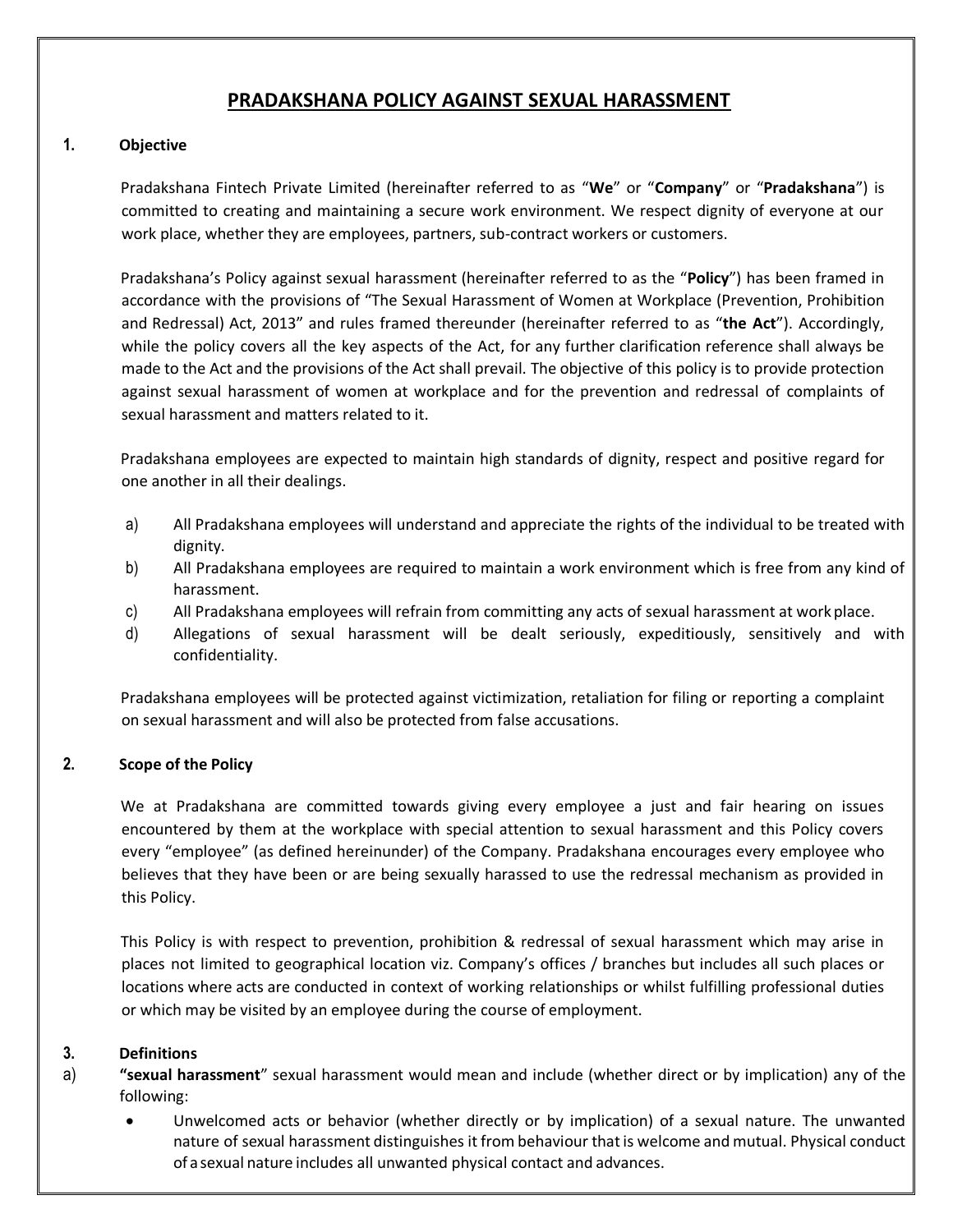# PRADAKSHANA POLICY AGAINST SEXUAL HARASSMENT

## 1. Objective

Pradakshana Fintech Private Limited (hereinafter referred to as "**We**" or "**Company**" or "**Pradakshana**") is committed to creating and maintaining a secure work environment. We respect dignity of everyone at our work place, whether they are employees, partners, sub-contract workers or customers.

Pradakshana's Policy against sexual harassment (hereinafter referred to as the "**Policy**") has been framed in accordance with the provisions of "The Sexual Harassment of Women at Workplace (Prevention, Prohibition and Redressal) Act, 2013" and rules framed thereunder (hereinafter referred to as "**the Act**"). Accordingly, while the policy covers all the key aspects of the Act, for any further clarification reference shall always be made to the Act and the provisions of the Act shall prevail. The objective of this policy is to provide protection against sexual harassment of women at workplace and for the prevention and redressal of complaints of sexual harassment and matters related to it.

Pradakshana employees are expected to maintain high standards of dignity, respect and positive regard for one another in all their dealings.

a) All Pradakshana employees will understand and appreciate the rights of the individual to be treated with dignity.
b) All Pradakshana employees are required to maintain a work environment which is free from any kind of harassment.
c) All Pradakshana employees will refrain from committing any acts of sexual harassment at work place.
d) Allegations of sexual harassment will be dealt seriously, expeditiously, sensitively and with confidentiality.

Pradakshana employees will be protected against victimization, retaliation for filing or reporting a complaint on sexual harassment and will also be protected from false accusations.

## 2. Scope of the Policy

We at Pradakshana are committed towards giving every employee a just and fair hearing on issues encountered by them at the workplace with special attention to sexual harassment and this Policy covers every "employee" (as defined hereinunder) of the Company. Pradakshana encourages every employee who believes that they have been or are being sexually harassed to use the redressal mechanism as provided in this Policy.

This Policy is with respect to prevention, prohibition & redressal of sexual harassment which may arise in places not limited to geographical location viz. Company's offices / branches but includes all such places or locations where acts are conducted in context of working relationships or whilst fulfilling professional duties or which may be visited by an employee during the course of employment.

## 3. Definitions

a) **"sexual harassment**" sexual harassment would mean and include (whether direct or by implication) any of the following:

- Unwelcomed acts or behavior (whether directly or by implication) of a sexual nature. The unwanted nature of sexual harassment distinguishes it from behaviour that is welcome and mutual. Physical conduct of a sexual nature includes all unwanted physical contact and advances.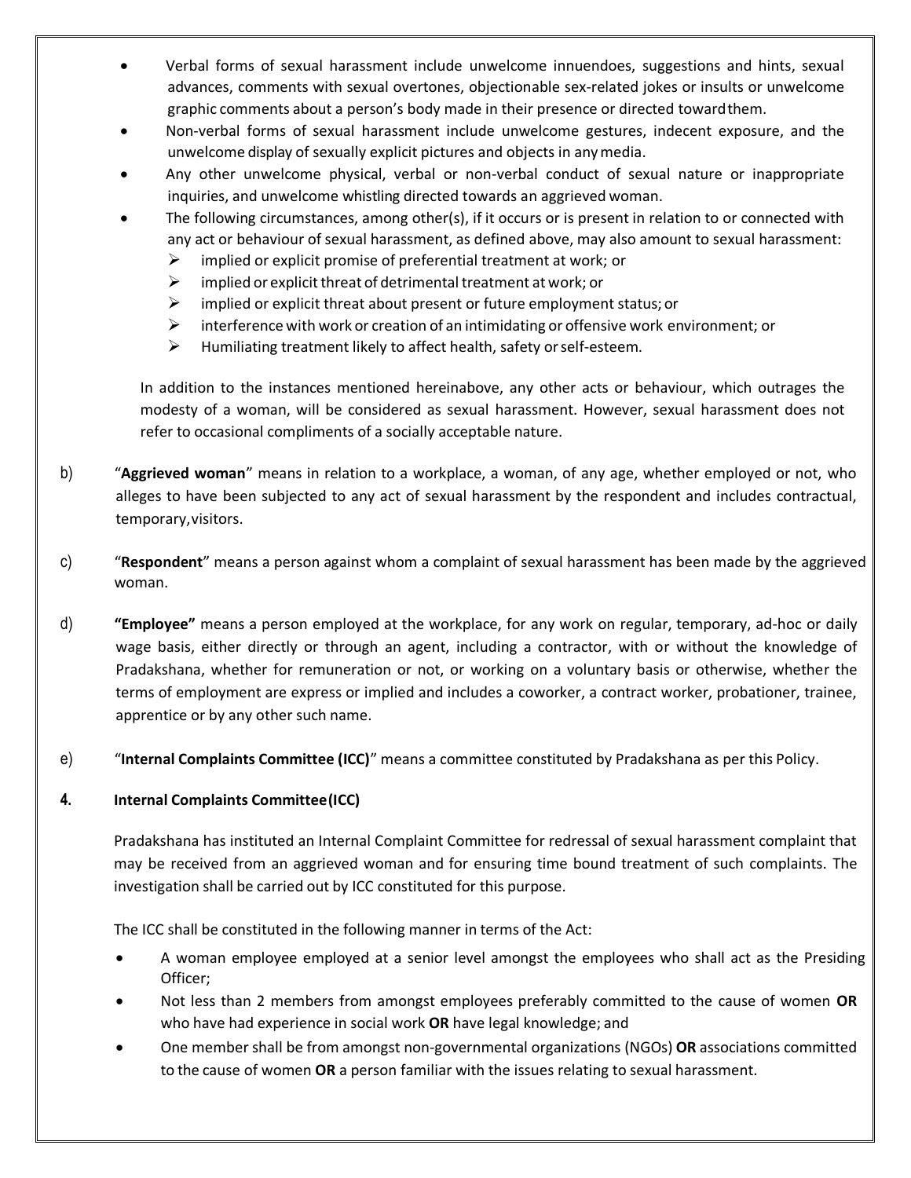- Verbal forms of sexual harassment include unwelcome innuendoes, suggestions and hints, sexual advances, comments with sexual overtones, objectionable sex-related jokes or insults or unwelcome graphic comments about a person's body made in their presence or directed toward them.
- Non-verbal forms of sexual harassment include unwelcome gestures, indecent exposure, and the unwelcome display of sexually explicit pictures and objects in any media.
- Any other unwelcome physical, verbal or non-verbal conduct of sexual nature or inappropriate inquiries, and unwelcome whistling directed towards an aggrieved woman.
- The following circumstances, among other(s), if it occurs or is present in relation to or connected with any act or behaviour of sexual harassment, as defined above, may also amount to sexual harassment:
  - implied or explicit promise of preferential treatment at work; or
  - implied or explicit threat of detrimental treatment at work; or
  - implied or explicit threat about present or future employment status; or
  - interference with work or creation of an intimidating or offensive work environment; or
  - Humiliating treatment likely to affect health, safety or self-esteem.

In addition to the instances mentioned hereinabove, any other acts or behaviour, which outrages the modesty of a woman, will be considered as sexual harassment. However, sexual harassment does not refer to occasional compliments of a socially acceptable nature.

b) "**Aggrieved woman**" means in relation to a workplace, a woman, of any age, whether employed or not, who alleges to have been subjected to any act of sexual harassment by the respondent and includes contractual, temporary, visitors.

c) "**Respondent**" means a person against whom a complaint of sexual harassment has been made by the aggrieved woman.

d) **"Employee"** means a person employed at the workplace, for any work on regular, temporary, ad-hoc or daily wage basis, either directly or through an agent, including a contractor, with or without the knowledge of Pradakshana, whether for remuneration or not, or working on a voluntary basis or otherwise, whether the terms of employment are express or implied and includes a coworker, a contract worker, probationer, trainee, apprentice or by any other such name.

e) "**Internal Complaints Committee (ICC)**" means a committee constituted by Pradakshana as per this Policy.

## 4. Internal Complaints Committee (ICC)

Pradakshana has instituted an Internal Complaint Committee for redressal of sexual harassment complaint that may be received from an aggrieved woman and for ensuring time bound treatment of such complaints. The investigation shall be carried out by ICC constituted for this purpose.

The ICC shall be constituted in the following manner in terms of the Act:

- A woman employee employed at a senior level amongst the employees who shall act as the Presiding Officer;
- Not less than 2 members from amongst employees preferably committed to the cause of women **OR** who have had experience in social work **OR** have legal knowledge; and
- One member shall be from amongst non-governmental organizations (NGOs) **OR** associations committed to the cause of women **OR** a person familiar with the issues relating to sexual harassment.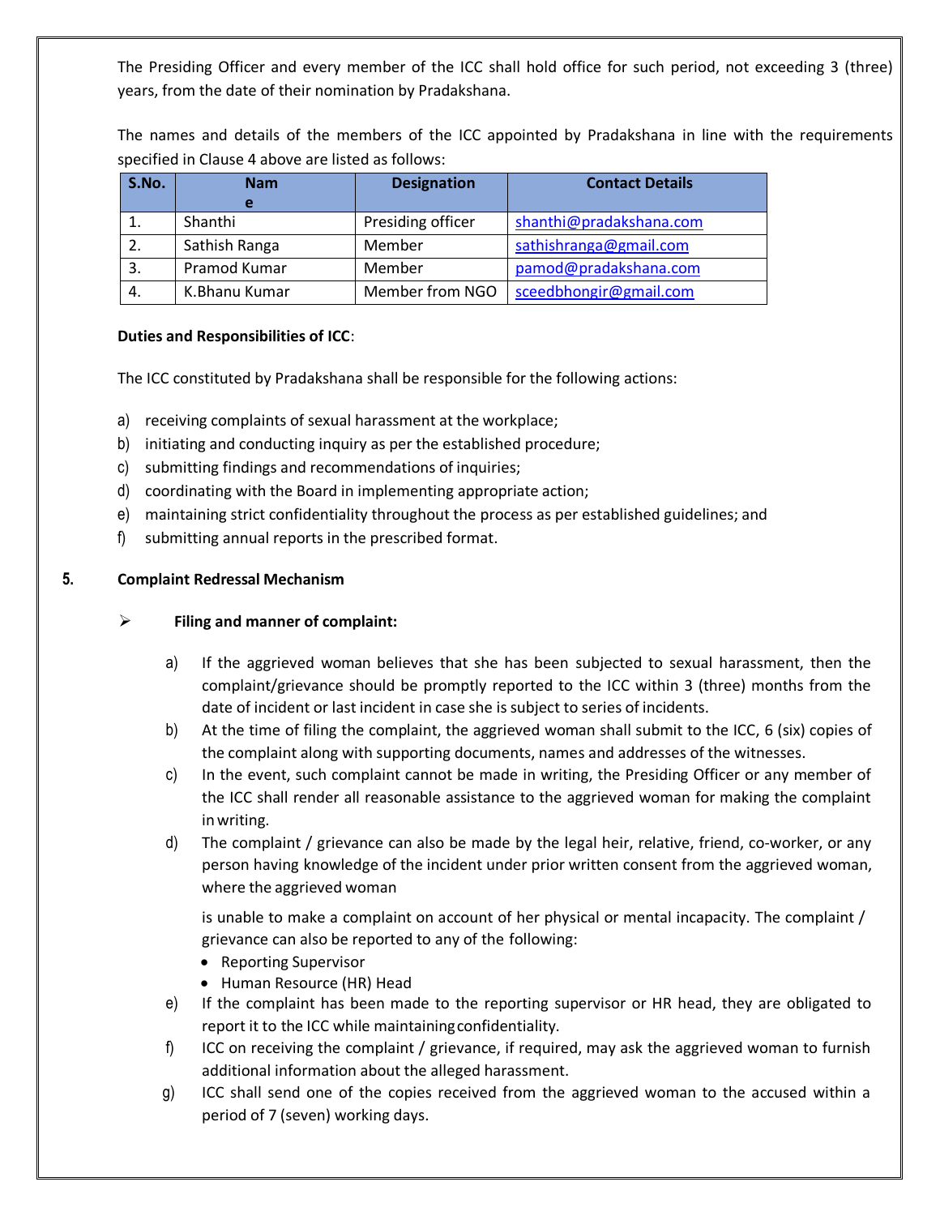The Presiding Officer and every member of the ICC shall hold office for such period, not exceeding 3 (three) years, from the date of their nomination by Pradakshana.

The names and details of the members of the ICC appointed by Pradakshana in line with the requirements specified in Clause 4 above are listed as follows:

| S.No. | Name | Designation | Contact Details |
|---|---|---|---|
| 1. | Shanthi | Presiding officer | shanthi@pradakshana.com |
| 2. | Sathish Ranga | Member | sathishranga@gmail.com |
| 3. | Pramod Kumar | Member | pamod@pradakshana.com |
| 4. | K.Bhanu Kumar | Member from NGO | sceedbhongir@gmail.com |

**Duties and Responsibilities of ICC**:

The ICC constituted by Pradakshana shall be responsible for the following actions:

a) receiving complaints of sexual harassment at the workplace;
b) initiating and conducting inquiry as per the established procedure;
c) submitting findings and recommendations of inquiries;
d) coordinating with the Board in implementing appropriate action;
e) maintaining strict confidentiality throughout the process as per established guidelines; and
f) submitting annual reports in the prescribed format.

## 5. Complaint Redressal Mechanism

➢ **Filing and manner of complaint:**

a) If the aggrieved woman believes that she has been subjected to sexual harassment, then the complaint/grievance should be promptly reported to the ICC within 3 (three) months from the date of incident or last incident in case she is subject to series of incidents.

b) At the time of filing the complaint, the aggrieved woman shall submit to the ICC, 6 (six) copies of the complaint along with supporting documents, names and addresses of the witnesses.

c) In the event, such complaint cannot be made in writing, the Presiding Officer or any member of the ICC shall render all reasonable assistance to the aggrieved woman for making the complaint in writing.

d) The complaint / grievance can also be made by the legal heir, relative, friend, co-worker, or any person having knowledge of the incident under prior written consent from the aggrieved woman, where the aggrieved woman

   is unable to make a complaint on account of her physical or mental incapacity. The complaint / grievance can also be reported to any of the following:
   - Reporting Supervisor
   - Human Resource (HR) Head

e) If the complaint has been made to the reporting supervisor or HR head, they are obligated to report it to the ICC while maintaining confidentiality.

f) ICC on receiving the complaint / grievance, if required, may ask the aggrieved woman to furnish additional information about the alleged harassment.

g) ICC shall send one of the copies received from the aggrieved woman to the accused within a period of 7 (seven) working days.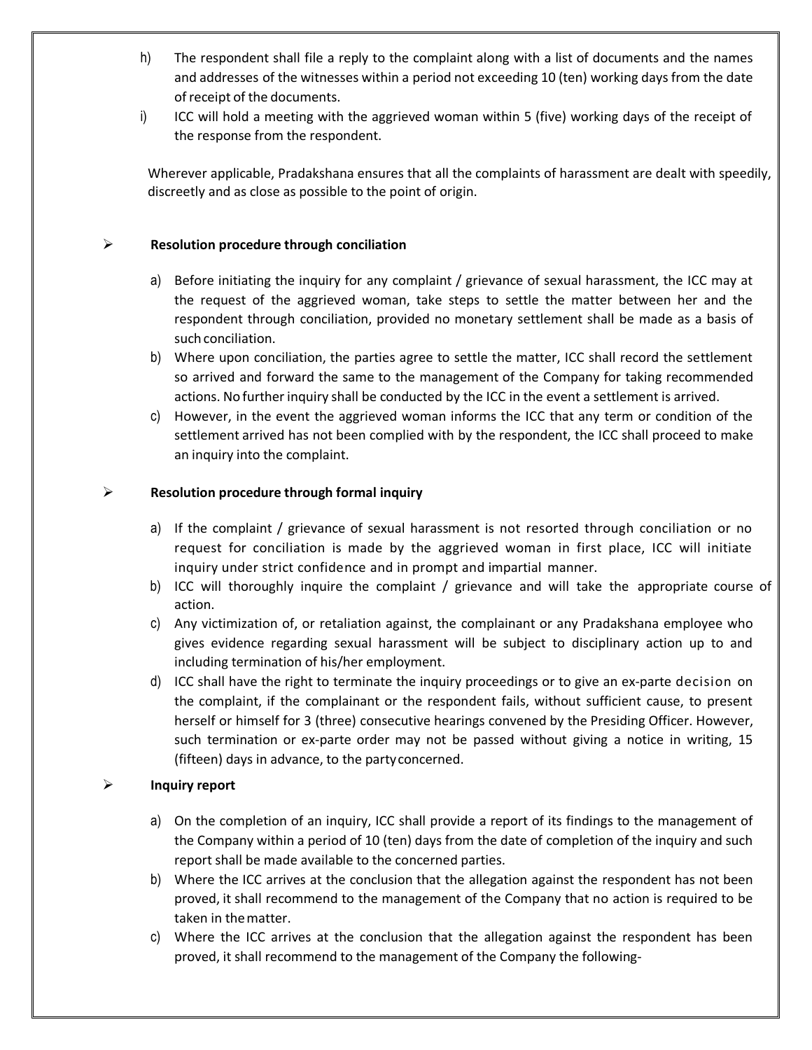h) The respondent shall file a reply to the complaint along with a list of documents and the names and addresses of the witnesses within a period not exceeding 10 (ten) working days from the date of receipt of the documents.

i) ICC will hold a meeting with the aggrieved woman within 5 (five) working days of the receipt of the response from the respondent.

Wherever applicable, Pradakshana ensures that all the complaints of harassment are dealt with speedily, discreetly and as close as possible to the point of origin.

- **Resolution procedure through conciliation**

  a) Before initiating the inquiry for any complaint / grievance of sexual harassment, the ICC may at the request of the aggrieved woman, take steps to settle the matter between her and the respondent through conciliation, provided no monetary settlement shall be made as a basis of such conciliation.

  b) Where upon conciliation, the parties agree to settle the matter, ICC shall record the settlement so arrived and forward the same to the management of the Company for taking recommended actions. No further inquiry shall be conducted by the ICC in the event a settlement is arrived.

  c) However, in the event the aggrieved woman informs the ICC that any term or condition of the settlement arrived has not been complied with by the respondent, the ICC shall proceed to make an inquiry into the complaint.

- **Resolution procedure through formal inquiry**

  a) If the complaint / grievance of sexual harassment is not resorted through conciliation or no request for conciliation is made by the aggrieved woman in first place, ICC will initiate inquiry under strict confidence and in prompt and impartial manner.

  b) ICC will thoroughly inquire the complaint / grievance and will take the appropriate course of action.

  c) Any victimization of, or retaliation against, the complainant or any Pradakshana employee who gives evidence regarding sexual harassment will be subject to disciplinary action up to and including termination of his/her employment.

  d) ICC shall have the right to terminate the inquiry proceedings or to give an ex-parte decision on the complaint, if the complainant or the respondent fails, without sufficient cause, to present herself or himself for 3 (three) consecutive hearings convened by the Presiding Officer. However, such termination or ex-parte order may not be passed without giving a notice in writing, 15 (fifteen) days in advance, to the party concerned.

- **Inquiry report**

  a) On the completion of an inquiry, ICC shall provide a report of its findings to the management of the Company within a period of 10 (ten) days from the date of completion of the inquiry and such report shall be made available to the concerned parties.

  b) Where the ICC arrives at the conclusion that the allegation against the respondent has not been proved, it shall recommend to the management of the Company that no action is required to be taken in the matter.

  c) Where the ICC arrives at the conclusion that the allegation against the respondent has been proved, it shall recommend to the management of the Company the following-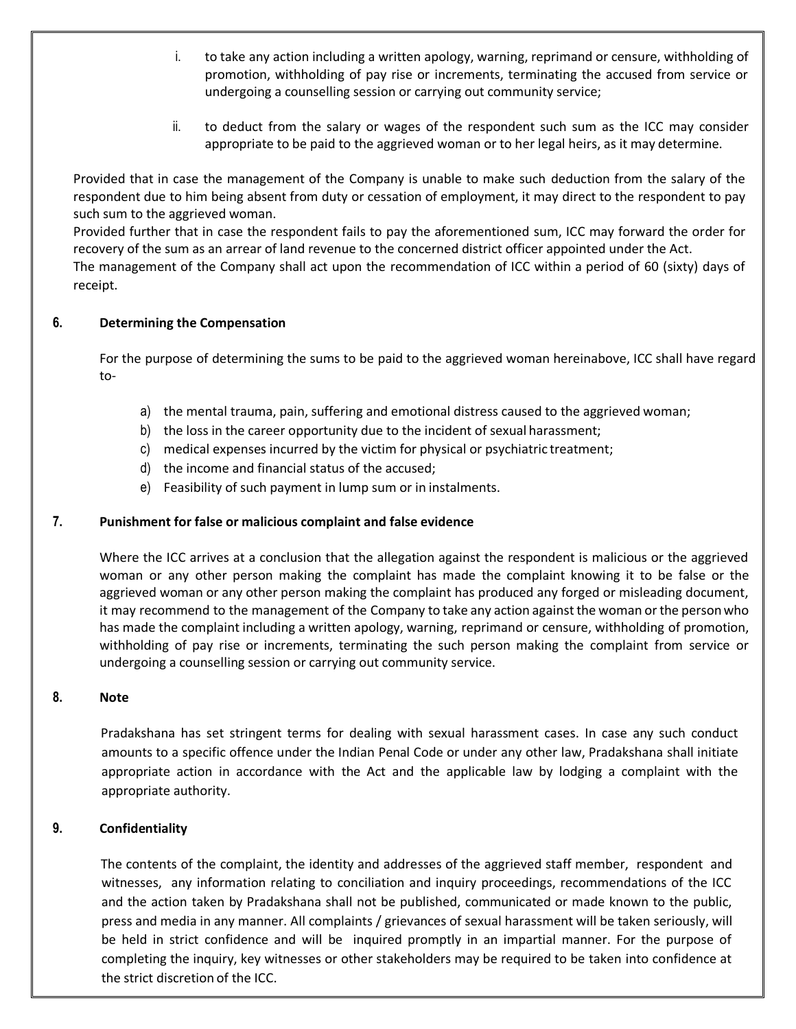i. to take any action including a written apology, warning, reprimand or censure, withholding of promotion, withholding of pay rise or increments, terminating the accused from service or undergoing a counselling session or carrying out community service;

ii. to deduct from the salary or wages of the respondent such sum as the ICC may consider appropriate to be paid to the aggrieved woman or to her legal heirs, as it may determine.

Provided that in case the management of the Company is unable to make such deduction from the salary of the respondent due to him being absent from duty or cessation of employment, it may direct to the respondent to pay such sum to the aggrieved woman.

Provided further that in case the respondent fails to pay the aforementioned sum, ICC may forward the order for recovery of the sum as an arrear of land revenue to the concerned district officer appointed under the Act.

The management of the Company shall act upon the recommendation of ICC within a period of 60 (sixty) days of receipt.

## 6. Determining the Compensation

For the purpose of determining the sums to be paid to the aggrieved woman hereinabove, ICC shall have regard to-

a) the mental trauma, pain, suffering and emotional distress caused to the aggrieved woman;
b) the loss in the career opportunity due to the incident of sexual harassment;
c) medical expenses incurred by the victim for physical or psychiatric treatment;
d) the income and financial status of the accused;
e) Feasibility of such payment in lump sum or in instalments.

## 7. Punishment for false or malicious complaint and false evidence

Where the ICC arrives at a conclusion that the allegation against the respondent is malicious or the aggrieved woman or any other person making the complaint has made the complaint knowing it to be false or the aggrieved woman or any other person making the complaint has produced any forged or misleading document, it may recommend to the management of the Company to take any action against the woman or the person who has made the complaint including a written apology, warning, reprimand or censure, withholding of promotion, withholding of pay rise or increments, terminating the such person making the complaint from service or undergoing a counselling session or carrying out community service.

## 8. Note

Pradakshana has set stringent terms for dealing with sexual harassment cases. In case any such conduct amounts to a specific offence under the Indian Penal Code or under any other law, Pradakshana shall initiate appropriate action in accordance with the Act and the applicable law by lodging a complaint with the appropriate authority.

## 9. Confidentiality

The contents of the complaint, the identity and addresses of the aggrieved staff member, respondent and witnesses, any information relating to conciliation and inquiry proceedings, recommendations of the ICC and the action taken by Pradakshana shall not be published, communicated or made known to the public, press and media in any manner. All complaints / grievances of sexual harassment will be taken seriously, will be held in strict confidence and will be inquired promptly in an impartial manner. For the purpose of completing the inquiry, key witnesses or other stakeholders may be required to be taken into confidence at the strict discretion of the ICC.